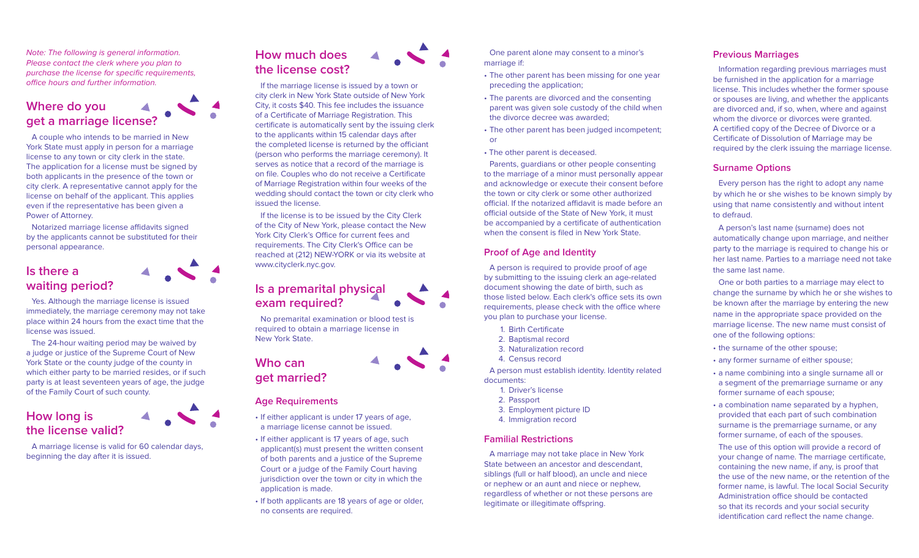*Note: The following is general information. Please contact the clerk where you plan to purchase the license for specific requirements, office hours and further information.*

## Where do you get a marriage license?

A couple who intends to be married in New York State must apply in person for a marriage license to any town or city clerk in the state. The application for a license must be signed by both applicants in the presence of the town or city clerk. A representative cannot apply for the license on behalf of the applicant. This applies even if the representative has been given a Power of Attorney.

Notarized marriage license affidavits signed by the applicants cannot be substituted for their personal appearance.

## Is there a waiting period?

Yes. Although the marriage license is issued immediately, the marriage ceremony may not take place within 24 hours from the exact time that the license was issued.

The 24-hour waiting period may be waived by a judge or justice of the Supreme Court of New York State or the county judge of the county in which either party to be married resides, or if such party is at least seventeen years of age, the judge of the Family Court of such county.

## How long is the license valid?

A marriage license is valid for 60 calendar days, beginning the day after it is issued.

## How much does the license cost?

If the marriage license is issued by a town or city clerk in New York State outside of New York City, it costs $40. This fee includes the issuance of a Certificate of Marriage Registration. This certificate is automatically sent by the issuing clerk to the applicants within 15 calendar days after the completed license is returned by the officiant (person who performs the marriage ceremony). It serves as notice that a record of the marriage is on file. Couples who do not receive a Certificate of Marriage Registration within four weeks of the wedding should contact the town or city clerk who issued the license.

If the license is to be issued by the City Clerk of the City of New York, please contact the New York City Clerk's Office for current fees and requirements. The City Clerk's Office can be reached at (212) NEW-YORK or via its website at www.cityclerk.nyc.gov.

## Is a premarital physical exam required?

No premarital examination or blood test is required to obtain a marriage license in New York State.

## Who can get married?

### Age Requirements

- If either applicant is under 17 years of age, a marriage license cannot be issued.
- If either applicant is 17 years of age, such applicant(s) must present the written consent of both parents and a justice of the Supreme Court or a judge of the Family Court having jurisdiction over the town or city in which the application is made.
- If both applicants are 18 years of age or older, no consents are required.

One parent alone may consent to a minor's marriage if:

- The other parent has been missing for one year preceding the application;
- The parents are divorced and the consenting parent was given sole custody of the child when the divorce decree was awarded;
- The other parent has been judged incompetent; or
- The other parent is deceased.

Parents, guardians or other people consenting to the marriage of a minor must personally appear and acknowledge or execute their consent before the town or city clerk or some other authorized official. If the notarized affidavit is made before an official outside of the State of New York, it must be accompanied by a certificate of authentication when the consent is filed in New York State.

### Proof of Age and Identity

A person is required to provide proof of age by submitting to the issuing clerk an age-related document showing the date of birth, such as those listed below. Each clerk's office sets its own requirements, please check with the office where you plan to purchase your license.

1. Birth Certificate
2. Baptismal record
3. Naturalization record
4. Census record

A person must establish identity. Identity related documents:

1. Driver's license
2. Passport
3. Employment picture ID
4. Immigration record

### Familial Restrictions

A marriage may not take place in New York State between an ancestor and descendant, siblings (full or half blood), an uncle and niece or nephew, or an aunt and niece or nephew, regardless of whether or not these persons are legitimate or illegitimate offspring.

### Previous Marriages

Information regarding previous marriages must be furnished in the application for a marriage license. This includes whether the former spouse or spouses are living, and whether the applicants are divorced and, if so, when, where and against whom the divorce or divorces were granted. A certified copy of the Decree of Divorce or a Certificate of Dissolution of Marriage may be required by the clerk issuing the marriage license.

### Surname Options

Every person has the right to adopt any name by which he or she wishes to be known simply by using that name consistently and without intent to defraud.

A person's last name (surname) does not automatically change upon marriage, and neither party to the marriage is required to change his or her last name. Parties to a marriage need not take the same last name.

One or both parties to a marriage may elect to change the surname by which he or she wishes to be known after the marriage by entering the new name in the appropriate space provided on the marriage license. The new name must consist of one of the following options:

- the surname of the other spouse;
- any former surname of either spouse;
- a name combining into a single surname all or a segment of the premarriage surname or any former surname of each spouse;
- a combination name separated by a hyphen, provided that each part of such combination surname is the premarriage surname, or any former surname, of each of the spouses.

  The use of this option will provide a record of your change of name. The marriage certificate, containing the new name, if any, is proof that the use of the new name, or the retention of the former name, is lawful. The local Social Security Administration office should be contacted so that its records and your social security identification card reflect the name change.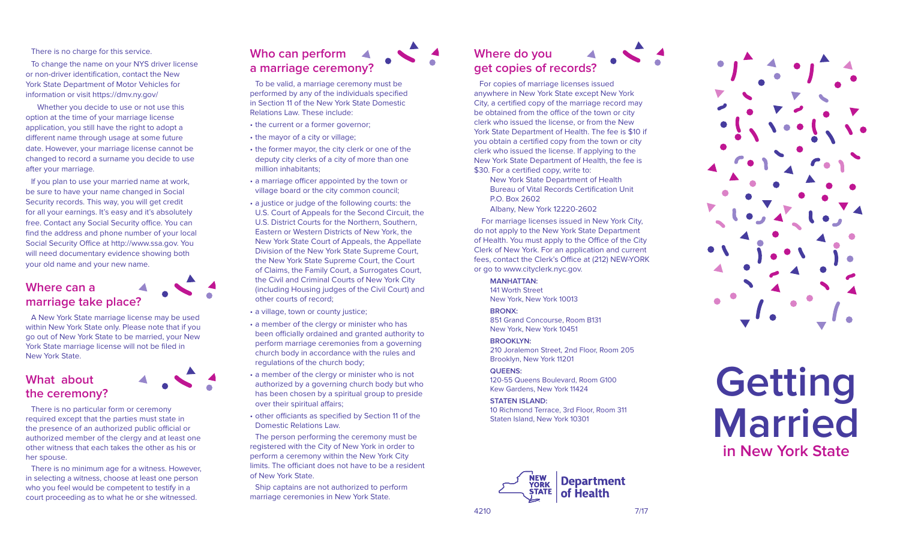There is no charge for this service.

To change the name on your NYS driver license or non-driver identification, contact the New York State Department of Motor Vehicles for information or visit https://dmv.ny.gov/

Whether you decide to use or not use this option at the time of your marriage license application, you still have the right to adopt a different name through usage at some future date. However, your marriage license cannot be changed to record a surname you decide to use after your marriage.

If you plan to use your married name at work, be sure to have your name changed in Social Security records. This way, you will get credit for all your earnings. It's easy and it's absolutely free. Contact any Social Security office. You can find the address and phone number of your local Social Security Office at http://www.ssa.gov. You will need documentary evidence showing both your old name and your new name.

## Where can a marriage take place?

A New York State marriage license may be used within New York State only. Please note that if you go out of New York State to be married, your New York State marriage license will not be filed in New York State.

## What about the ceremony?

There is no particular form or ceremony required except that the parties must state in the presence of an authorized public official or authorized member of the clergy and at least one other witness that each takes the other as his or her spouse.

There is no minimum age for a witness. However, in selecting a witness, choose at least one person who you feel would be competent to testify in a court proceeding as to what he or she witnessed.

## Who can perform a marriage ceremony?

To be valid, a marriage ceremony must be performed by any of the individuals specified in Section 11 of the New York State Domestic Relations Law. These include:

- the current or a former governor;
- the mayor of a city or village;
- the former mayor, the city clerk or one of the deputy city clerks of a city of more than one million inhabitants;
- a marriage officer appointed by the town or village board or the city common council;
- a justice or judge of the following courts: the U.S. Court of Appeals for the Second Circuit, the U.S. District Courts for the Northern, Southern, Eastern or Western Districts of New York, the New York State Court of Appeals, the Appellate Division of the New York State Supreme Court, the New York State Supreme Court, the Court of Claims, the Family Court, a Surrogates Court, the Civil and Criminal Courts of New York City (including Housing judges of the Civil Court) and other courts of record;
- a village, town or county justice;
- a member of the clergy or minister who has been officially ordained and granted authority to perform marriage ceremonies from a governing church body in accordance with the rules and regulations of the church body;
- a member of the clergy or minister who is not authorized by a governing church body but who has been chosen by a spiritual group to preside over their spiritual affairs;
- other officiants as specified by Section 11 of the Domestic Relations Law.

The person performing the ceremony must be registered with the City of New York in order to perform a ceremony within the New York City limits. The officiant does not have to be a resident of New York State.

Ship captains are not authorized to perform marriage ceremonies in New York State.

## Where do you get copies of records?

For copies of marriage licenses issued anywhere in New York State except New York City, a certified copy of the marriage record may be obtained from the office of the town or city clerk who issued the license, or from the New York State Department of Health. The fee is $10 if you obtain a certified copy from the town or city clerk who issued the license. If applying to the New York State Department of Health, the fee is $30. For a certified copy, write to:

New York State Department of Health
Bureau of Vital Records Certification Unit
P.O. Box 2602
Albany, New York 12220-2602

For marriage licenses issued in New York City, do not apply to the New York State Department of Health. You must apply to the Office of the City Clerk of New York. For an application and current fees, contact the Clerk's Office at (212) NEW-YORK or go to www.cityclerk.nyc.gov.

**MANHATTAN:**
141 Worth Street
New York, New York 10013

**BRONX:**
851 Grand Concourse, Room B131
New York, New York 10451

**BROOKLYN:**
210 Joralemon Street, 2nd Floor, Room 205
Brooklyn, New York 11201

**QUEENS:**
120-55 Queens Boulevard, Room G100
Kew Gardens, New York 11424

**STATEN ISLAND:**
10 Richmond Terrace, 3rd Floor, Room 311
Staten Island, New York 10301

New York State Department of Health

4210 7/17

# Getting Married

## in New York State